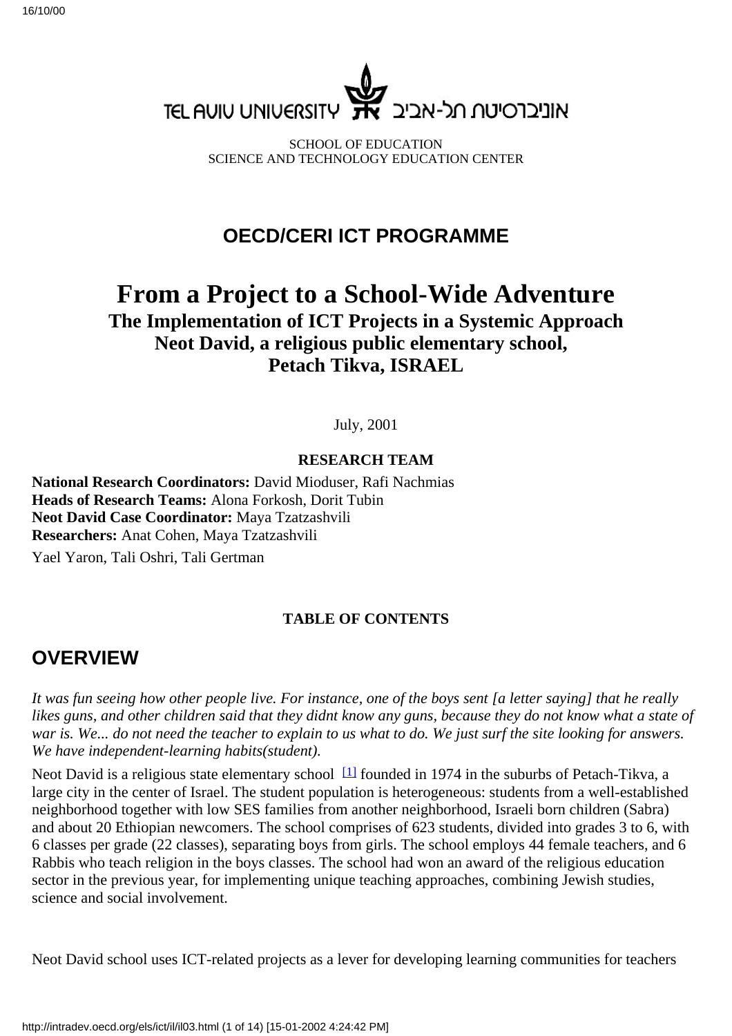TEL AVIV UNIVERSITY אוניברסיטת תל-אביב

SCHOOL OF EDUCATION
SCIENCE AND TECHNOLOGY EDUCATION CENTER

## OECD/CERI ICT PROGRAMME

# From a Project to a School-Wide Adventure

### The Implementation of ICT Projects in a Systemic Approach
### Neot David, a religious public elementary school, Petach Tikva, ISRAEL

July, 2001

**RESEARCH TEAM**

**National Research Coordinators:** David Mioduser, Rafi Nachmias
**Heads of Research Teams:** Alona Forkosh, Dorit Tubin
**Neot David Case Coordinator:** Maya Tzatzashvili
**Researchers:** Anat Cohen, Maya Tzatzashvili
Yael Yaron, Tali Oshri, Tali Gertman

**TABLE OF CONTENTS**

## OVERVIEW

*It was fun seeing how other people live. For instance, one of the boys sent [a letter saying] that he really likes guns, and other children said that they didnt know any guns, because they do not know what a state of war is. We... do not need the teacher to explain to us what to do. We just surf the site looking for answers. We have independent-learning habits(student).*

Neot David is a religious state elementary school [1] founded in 1974 in the suburbs of Petach-Tikva, a large city in the center of Israel. The student population is heterogeneous: students from a well-established neighborhood together with low SES families from another neighborhood, Israeli born children (Sabra) and about 20 Ethiopian newcomers. The school comprises of 623 students, divided into grades 3 to 6, with 6 classes per grade (22 classes), separating boys from girls. The school employs 44 female teachers, and 6 Rabbis who teach religion in the boys classes. The school had won an award of the religious education sector in the previous year, for implementing unique teaching approaches, combining Jewish studies, science and social involvement.

Neot David school uses ICT-related projects as a lever for developing learning communities for teachers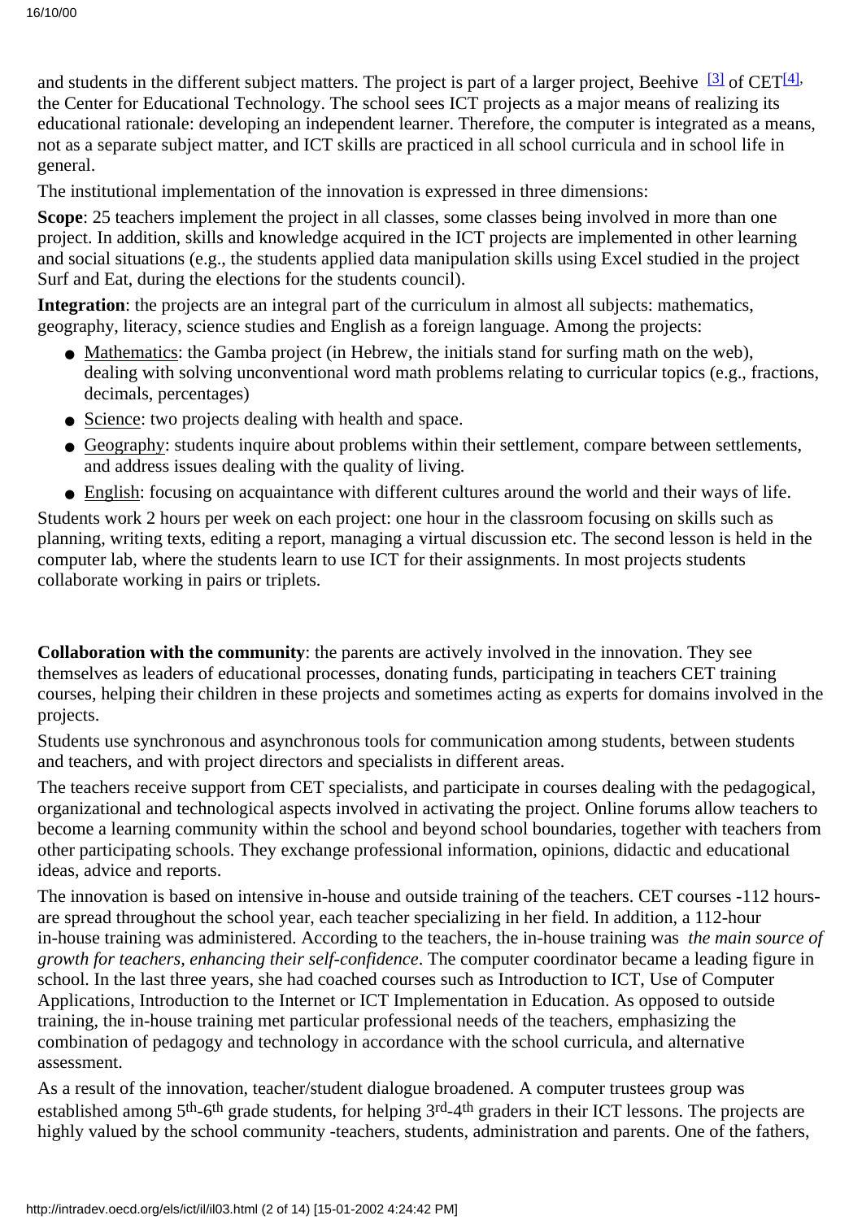and students in the different subject matters. The project is part of a larger project, Beehive [3] of CET[4], the Center for Educational Technology. The school sees ICT projects as a major means of realizing its educational rationale: developing an independent learner. Therefore, the computer is integrated as a means, not as a separate subject matter, and ICT skills are practiced in all school curricula and in school life in general.

The institutional implementation of the innovation is expressed in three dimensions:

**Scope**: 25 teachers implement the project in all classes, some classes being involved in more than one project. In addition, skills and knowledge acquired in the ICT projects are implemented in other learning and social situations (e.g., the students applied data manipulation skills using Excel studied in the project Surf and Eat, during the elections for the students council).

**Integration**: the projects are an integral part of the curriculum in almost all subjects: mathematics, geography, literacy, science studies and English as a foreign language. Among the projects:

- Mathematics: the Gamba project (in Hebrew, the initials stand for surfing math on the web), dealing with solving unconventional word math problems relating to curricular topics (e.g., fractions, decimals, percentages)
- Science: two projects dealing with health and space.
- Geography: students inquire about problems within their settlement, compare between settlements, and address issues dealing with the quality of living.
- English: focusing on acquaintance with different cultures around the world and their ways of life.

Students work 2 hours per week on each project: one hour in the classroom focusing on skills such as planning, writing texts, editing a report, managing a virtual discussion etc. The second lesson is held in the computer lab, where the students learn to use ICT for their assignments. In most projects students collaborate working in pairs or triplets.

**Collaboration with the community**: the parents are actively involved in the innovation. They see themselves as leaders of educational processes, donating funds, participating in teachers CET training courses, helping their children in these projects and sometimes acting as experts for domains involved in the projects.

Students use synchronous and asynchronous tools for communication among students, between students and teachers, and with project directors and specialists in different areas.

The teachers receive support from CET specialists, and participate in courses dealing with the pedagogical, organizational and technological aspects involved in activating the project. Online forums allow teachers to become a learning community within the school and beyond school boundaries, together with teachers from other participating schools. They exchange professional information, opinions, didactic and educational ideas, advice and reports.

The innovation is based on intensive in-house and outside training of the teachers. CET courses -112 hours- are spread throughout the school year, each teacher specializing in her field. In addition, a 112-hour in-house training was administered. According to the teachers, the in-house training was *the main source of growth for teachers, enhancing their self-confidence*. The computer coordinator became a leading figure in school. In the last three years, she had coached courses such as Introduction to ICT, Use of Computer Applications, Introduction to the Internet or ICT Implementation in Education. As opposed to outside training, the in-house training met particular professional needs of the teachers, emphasizing the combination of pedagogy and technology in accordance with the school curricula, and alternative assessment.

As a result of the innovation, teacher/student dialogue broadened. A computer trustees group was established among 5th-6th grade students, for helping 3rd-4th graders in their ICT lessons. The projects are highly valued by the school community -teachers, students, administration and parents. One of the fathers,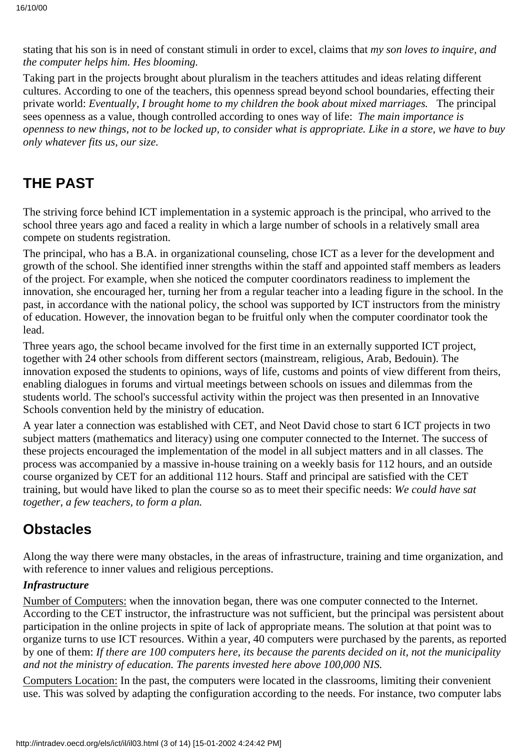stating that his son is in need of constant stimuli in order to excel, claims that *my son loves to inquire, and the computer helps him. Hes blooming.*

Taking part in the projects brought about pluralism in the teachers attitudes and ideas relating different cultures. According to one of the teachers, this openness spread beyond school boundaries, effecting their private world: *Eventually, I brought home to my children the book about mixed marriages.* The principal sees openness as a value, though controlled according to ones way of life: *The main importance is openness to new things, not to be locked up, to consider what is appropriate. Like in a store, we have to buy only whatever fits us, our size.*

## THE PAST

The striving force behind ICT implementation in a systemic approach is the principal, who arrived to the school three years ago and faced a reality in which a large number of schools in a relatively small area compete on students registration.

The principal, who has a B.A. in organizational counseling, chose ICT as a lever for the development and growth of the school. She identified inner strengths within the staff and appointed staff members as leaders of the project. For example, when she noticed the computer coordinators readiness to implement the innovation, she encouraged her, turning her from a regular teacher into a leading figure in the school. In the past, in accordance with the national policy, the school was supported by ICT instructors from the ministry of education. However, the innovation began to be fruitful only when the computer coordinator took the lead.

Three years ago, the school became involved for the first time in an externally supported ICT project, together with 24 other schools from different sectors (mainstream, religious, Arab, Bedouin). The innovation exposed the students to opinions, ways of life, customs and points of view different from theirs, enabling dialogues in forums and virtual meetings between schools on issues and dilemmas from the students world. The school's successful activity within the project was then presented in an Innovative Schools convention held by the ministry of education.

A year later a connection was established with CET, and Neot David chose to start 6 ICT projects in two subject matters (mathematics and literacy) using one computer connected to the Internet. The success of these projects encouraged the implementation of the model in all subject matters and in all classes. The process was accompanied by a massive in-house training on a weekly basis for 112 hours, and an outside course organized by CET for an additional 112 hours. Staff and principal are satisfied with the CET training, but would have liked to plan the course so as to meet their specific needs: *We could have sat together, a few teachers, to form a plan.*

## Obstacles

Along the way there were many obstacles, in the areas of infrastructure, training and time organization, and with reference to inner values and religious perceptions.

***Infrastructure***

Number of Computers: when the innovation began, there was one computer connected to the Internet. According to the CET instructor, the infrastructure was not sufficient, but the principal was persistent about participation in the online projects in spite of lack of appropriate means. The solution at that point was to organize turns to use ICT resources. Within a year, 40 computers were purchased by the parents, as reported by one of them: *If there are 100 computers here, its because the parents decided on it, not the municipality and not the ministry of education. The parents invested here above 100,000 NIS.*

Computers Location: In the past, the computers were located in the classrooms, limiting their convenient use. This was solved by adapting the configuration according to the needs. For instance, two computer labs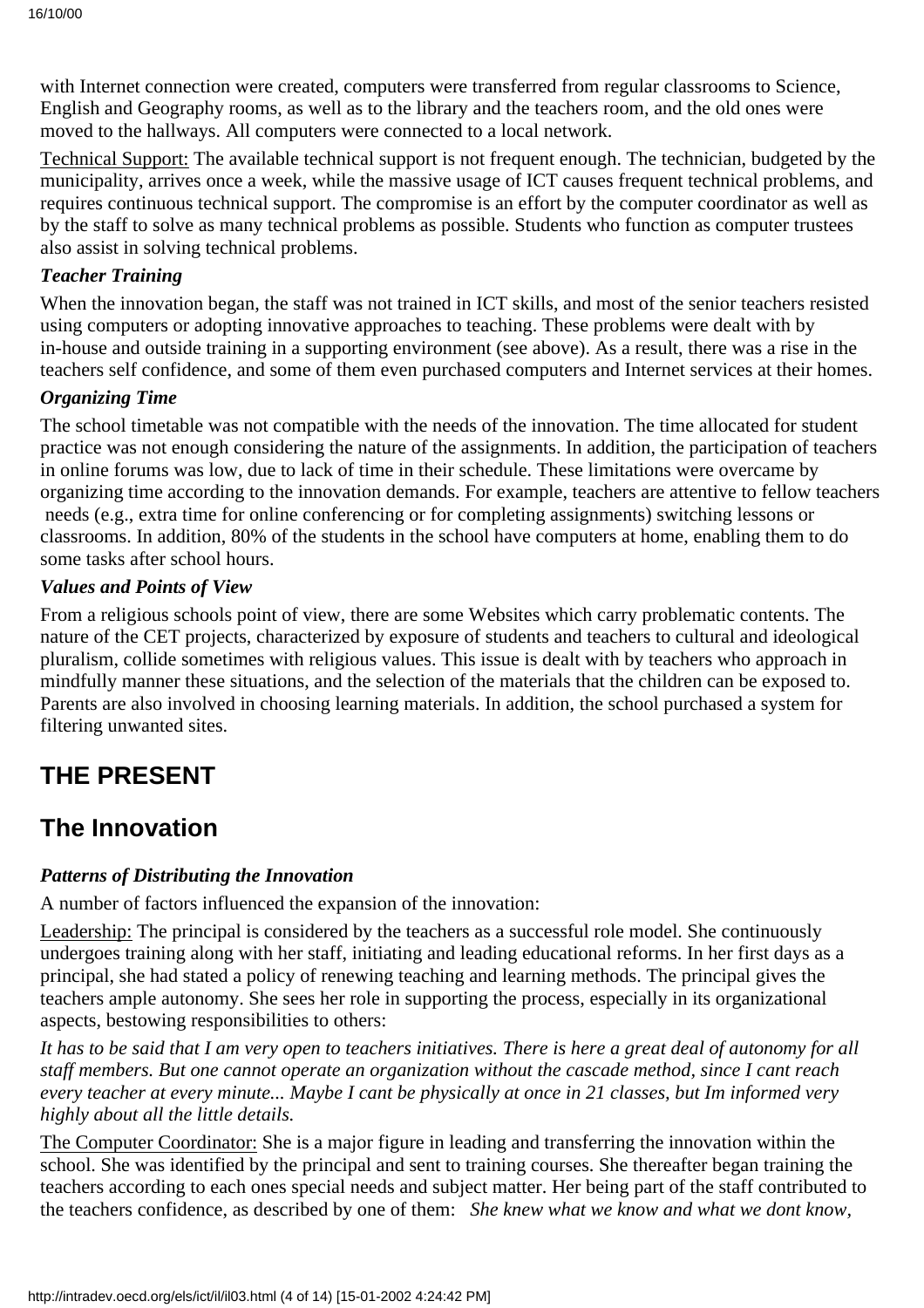with Internet connection were created, computers were transferred from regular classrooms to Science, English and Geography rooms, as well as to the library and the teachers room, and the old ones were moved to the hallways. All computers were connected to a local network.

Technical Support: The available technical support is not frequent enough. The technician, budgeted by the municipality, arrives once a week, while the massive usage of ICT causes frequent technical problems, and requires continuous technical support. The compromise is an effort by the computer coordinator as well as by the staff to solve as many technical problems as possible. Students who function as computer trustees also assist in solving technical problems.

### *Teacher Training*

When the innovation began, the staff was not trained in ICT skills, and most of the senior teachers resisted using computers or adopting innovative approaches to teaching. These problems were dealt with by in-house and outside training in a supporting environment (see above). As a result, there was a rise in the teachers self confidence, and some of them even purchased computers and Internet services at their homes.

### *Organizing Time*

The school timetable was not compatible with the needs of the innovation. The time allocated for student practice was not enough considering the nature of the assignments. In addition, the participation of teachers in online forums was low, due to lack of time in their schedule. These limitations were overcame by organizing time according to the innovation demands. For example, teachers are attentive to fellow teachers needs (e.g., extra time for online conferencing or for completing assignments) switching lessons or classrooms. In addition, 80% of the students in the school have computers at home, enabling them to do some tasks after school hours.

### *Values and Points of View*

From a religious schools point of view, there are some Websites which carry problematic contents. The nature of the CET projects, characterized by exposure of students and teachers to cultural and ideological pluralism, collide sometimes with religious values. This issue is dealt with by teachers who approach in mindfully manner these situations, and the selection of the materials that the children can be exposed to. Parents are also involved in choosing learning materials. In addition, the school purchased a system for filtering unwanted sites.

## THE PRESENT

## The Innovation

### *Patterns of Distributing the Innovation*

A number of factors influenced the expansion of the innovation:

Leadership: The principal is considered by the teachers as a successful role model. She continuously undergoes training along with her staff, initiating and leading educational reforms. In her first days as a principal, she had stated a policy of renewing teaching and learning methods. The principal gives the teachers ample autonomy. She sees her role in supporting the process, especially in its organizational aspects, bestowing responsibilities to others:

*It has to be said that I am very open to teachers initiatives. There is here a great deal of autonomy for all staff members. But one cannot operate an organization without the cascade method, since I cant reach every teacher at every minute... Maybe I cant be physically at once in 21 classes, but Im informed very highly about all the little details.*

The Computer Coordinator: She is a major figure in leading and transferring the innovation within the school. She was identified by the principal and sent to training courses. She thereafter began training the teachers according to each ones special needs and subject matter. Her being part of the staff contributed to the teachers confidence, as described by one of them: *She knew what we know and what we dont know,*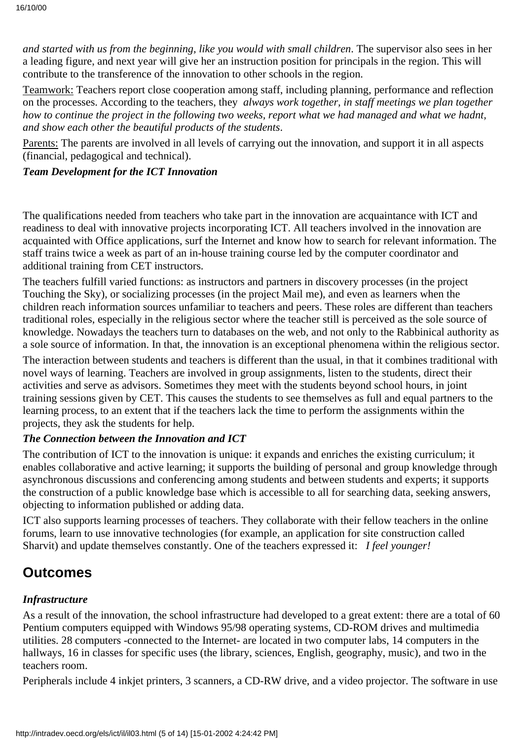*and started with us from the beginning, like you would with small children*. The supervisor also sees in her a leading figure, and next year will give her an instruction position for principals in the region. This will contribute to the transference of the innovation to other schools in the region.

Teamwork: Teachers report close cooperation among staff, including planning, performance and reflection on the processes. According to the teachers, they *always work together, in staff meetings we plan together how to continue the project in the following two weeks, report what we had managed and what we hadnt, and show each other the beautiful products of the students*.

Parents: The parents are involved in all levels of carrying out the innovation, and support it in all aspects (financial, pedagogical and technical).

***Team Development for the ICT Innovation***

The qualifications needed from teachers who take part in the innovation are acquaintance with ICT and readiness to deal with innovative projects incorporating ICT. All teachers involved in the innovation are acquainted with Office applications, surf the Internet and know how to search for relevant information. The staff trains twice a week as part of an in-house training course led by the computer coordinator and additional training from CET instructors.

The teachers fulfill varied functions: as instructors and partners in discovery processes (in the project Touching the Sky), or socializing processes (in the project Mail me), and even as learners when the children reach information sources unfamiliar to teachers and peers. These roles are different than teachers traditional roles, especially in the religious sector where the teacher still is perceived as the sole source of knowledge. Nowadays the teachers turn to databases on the web, and not only to the Rabbinical authority as a sole source of information. In that, the innovation is an exceptional phenomena within the religious sector.

The interaction between students and teachers is different than the usual, in that it combines traditional with novel ways of learning. Teachers are involved in group assignments, listen to the students, direct their activities and serve as advisors. Sometimes they meet with the students beyond school hours, in joint training sessions given by CET. This causes the students to see themselves as full and equal partners to the learning process, to an extent that if the teachers lack the time to perform the assignments within the projects, they ask the students for help.

***The Connection between the Innovation and ICT***

The contribution of ICT to the innovation is unique: it expands and enriches the existing curriculum; it enables collaborative and active learning; it supports the building of personal and group knowledge through asynchronous discussions and conferencing among students and between students and experts; it supports the construction of a public knowledge base which is accessible to all for searching data, seeking answers, objecting to information published or adding data.

ICT also supports learning processes of teachers. They collaborate with their fellow teachers in the online forums, learn to use innovative technologies (for example, an application for site construction called Sharvit) and update themselves constantly. One of the teachers expressed it: *I feel younger!*

## Outcomes

***Infrastructure***

As a result of the innovation, the school infrastructure had developed to a great extent: there are a total of 60 Pentium computers equipped with Windows 95/98 operating systems, CD-ROM drives and multimedia utilities. 28 computers -connected to the Internet- are located in two computer labs, 14 computers in the hallways, 16 in classes for specific uses (the library, sciences, English, geography, music), and two in the teachers room.

Peripherals include 4 inkjet printers, 3 scanners, a CD-RW drive, and a video projector. The software in use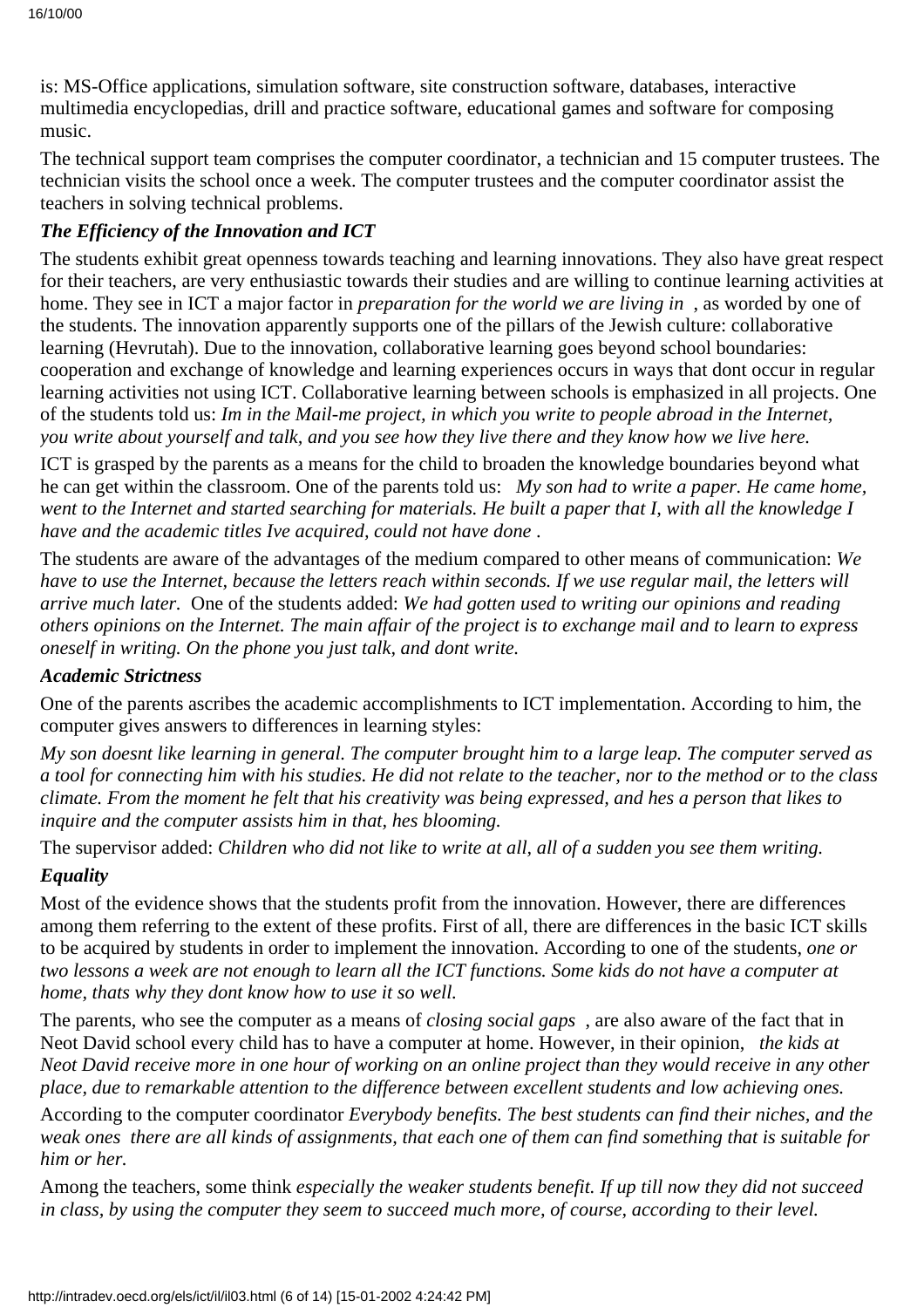is: MS-Office applications, simulation software, site construction software, databases, interactive multimedia encyclopedias, drill and practice software, educational games and software for composing music.

The technical support team comprises the computer coordinator, a technician and 15 computer trustees. The technician visits the school once a week. The computer trustees and the computer coordinator assist the teachers in solving technical problems.

***The Efficiency of the Innovation and ICT***

The students exhibit great openness towards teaching and learning innovations. They also have great respect for their teachers, are very enthusiastic towards their studies and are willing to continue learning activities at home. They see in ICT a major factor in *preparation for the world we are living in* , as worded by one of the students. The innovation apparently supports one of the pillars of the Jewish culture: collaborative learning (Hevrutah). Due to the innovation, collaborative learning goes beyond school boundaries: cooperation and exchange of knowledge and learning experiences occurs in ways that dont occur in regular learning activities not using ICT. Collaborative learning between schools is emphasized in all projects. One of the students told us: *Im in the Mail-me project, in which you write to people abroad in the Internet, you write about yourself and talk, and you see how they live there and they know how we live here.*

ICT is grasped by the parents as a means for the child to broaden the knowledge boundaries beyond what he can get within the classroom. One of the parents told us: *My son had to write a paper. He came home, went to the Internet and started searching for materials. He built a paper that I, with all the knowledge I have and the academic titles Ive acquired, could not have done* .

The students are aware of the advantages of the medium compared to other means of communication: *We have to use the Internet, because the letters reach within seconds. If we use regular mail, the letters will arrive much later.* One of the students added: *We had gotten used to writing our opinions and reading others opinions on the Internet. The main affair of the project is to exchange mail and to learn to express oneself in writing. On the phone you just talk, and dont write.*

***Academic Strictness***

One of the parents ascribes the academic accomplishments to ICT implementation. According to him, the computer gives answers to differences in learning styles:

*My son doesnt like learning in general. The computer brought him to a large leap. The computer served as a tool for connecting him with his studies. He did not relate to the teacher, nor to the method or to the class climate. From the moment he felt that his creativity was being expressed, and hes a person that likes to inquire and the computer assists him in that, hes blooming.*

The supervisor added: *Children who did not like to write at all, all of a sudden you see them writing.*

***Equality***

Most of the evidence shows that the students profit from the innovation. However, there are differences among them referring to the extent of these profits. First of all, there are differences in the basic ICT skills to be acquired by students in order to implement the innovation. According to one of the students, *one or two lessons a week are not enough to learn all the ICT functions. Some kids do not have a computer at home, thats why they dont know how to use it so well.*

The parents, who see the computer as a means of *closing social gaps* , are also aware of the fact that in Neot David school every child has to have a computer at home. However, in their opinion, *the kids at Neot David receive more in one hour of working on an online project than they would receive in any other place, due to remarkable attention to the difference between excellent students and low achieving ones.*

According to the computer coordinator *Everybody benefits. The best students can find their niches, and the weak ones there are all kinds of assignments, that each one of them can find something that is suitable for him or her.*

Among the teachers, some think *especially the weaker students benefit. If up till now they did not succeed in class, by using the computer they seem to succeed much more, of course, according to their level.*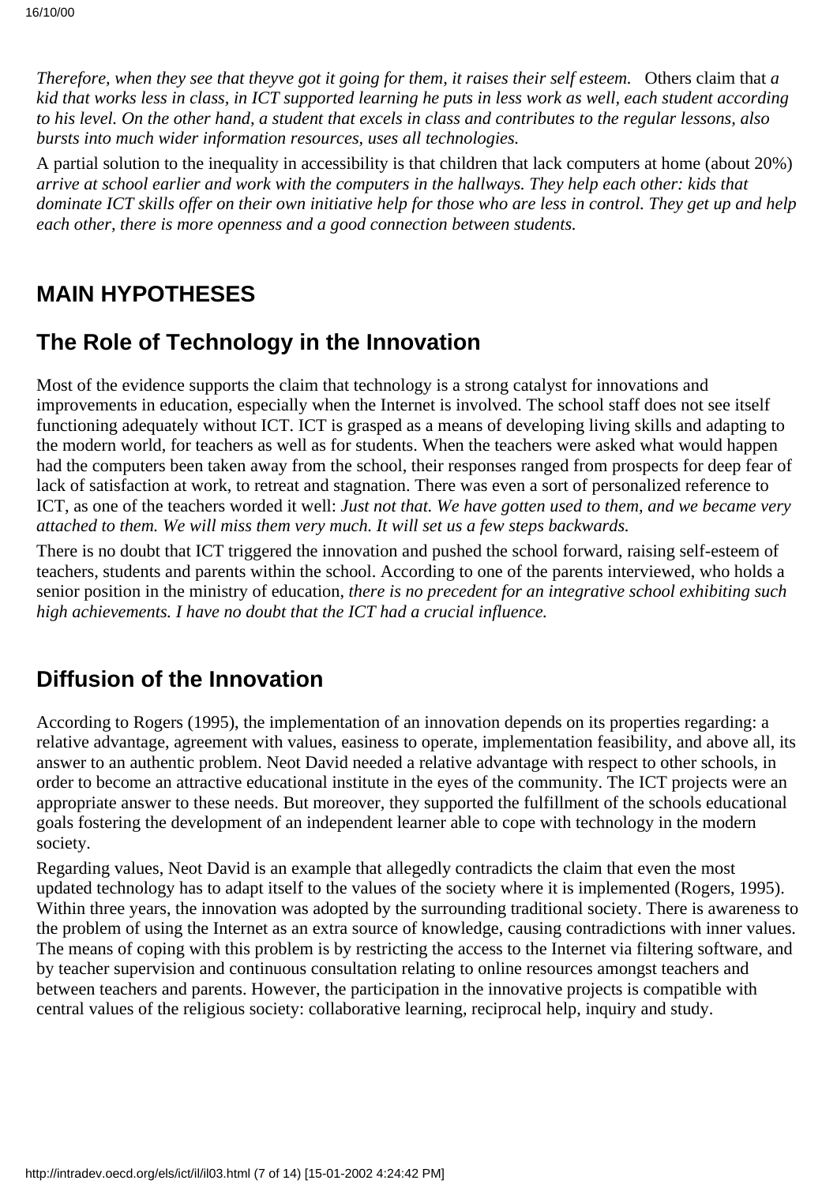*Therefore, when they see that theyve got it going for them, it raises their self esteem.* Others claim that *a kid that works less in class, in ICT supported learning he puts in less work as well, each student according to his level. On the other hand, a student that excels in class and contributes to the regular lessons, also bursts into much wider information resources, uses all technologies.*

A partial solution to the inequality in accessibility is that children that lack computers at home (about 20%) *arrive at school earlier and work with the computers in the hallways. They help each other: kids that dominate ICT skills offer on their own initiative help for those who are less in control. They get up and help each other, there is more openness and a good connection between students.*

# MAIN HYPOTHESES

## The Role of Technology in the Innovation

Most of the evidence supports the claim that technology is a strong catalyst for innovations and improvements in education, especially when the Internet is involved. The school staff does not see itself functioning adequately without ICT. ICT is grasped as a means of developing living skills and adapting to the modern world, for teachers as well as for students. When the teachers were asked what would happen had the computers been taken away from the school, their responses ranged from prospects for deep fear of lack of satisfaction at work, to retreat and stagnation. There was even a sort of personalized reference to ICT, as one of the teachers worded it well: *Just not that. We have gotten used to them, and we became very attached to them. We will miss them very much. It will set us a few steps backwards.*

There is no doubt that ICT triggered the innovation and pushed the school forward, raising self-esteem of teachers, students and parents within the school. According to one of the parents interviewed, who holds a senior position in the ministry of education, *there is no precedent for an integrative school exhibiting such high achievements. I have no doubt that the ICT had a crucial influence.*

## Diffusion of the Innovation

According to Rogers (1995), the implementation of an innovation depends on its properties regarding: a relative advantage, agreement with values, easiness to operate, implementation feasibility, and above all, its answer to an authentic problem. Neot David needed a relative advantage with respect to other schools, in order to become an attractive educational institute in the eyes of the community. The ICT projects were an appropriate answer to these needs. But moreover, they supported the fulfillment of the schools educational goals fostering the development of an independent learner able to cope with technology in the modern society.

Regarding values, Neot David is an example that allegedly contradicts the claim that even the most updated technology has to adapt itself to the values of the society where it is implemented (Rogers, 1995). Within three years, the innovation was adopted by the surrounding traditional society. There is awareness to the problem of using the Internet as an extra source of knowledge, causing contradictions with inner values. The means of coping with this problem is by restricting the access to the Internet via filtering software, and by teacher supervision and continuous consultation relating to online resources amongst teachers and between teachers and parents. However, the participation in the innovative projects is compatible with central values of the religious society: collaborative learning, reciprocal help, inquiry and study.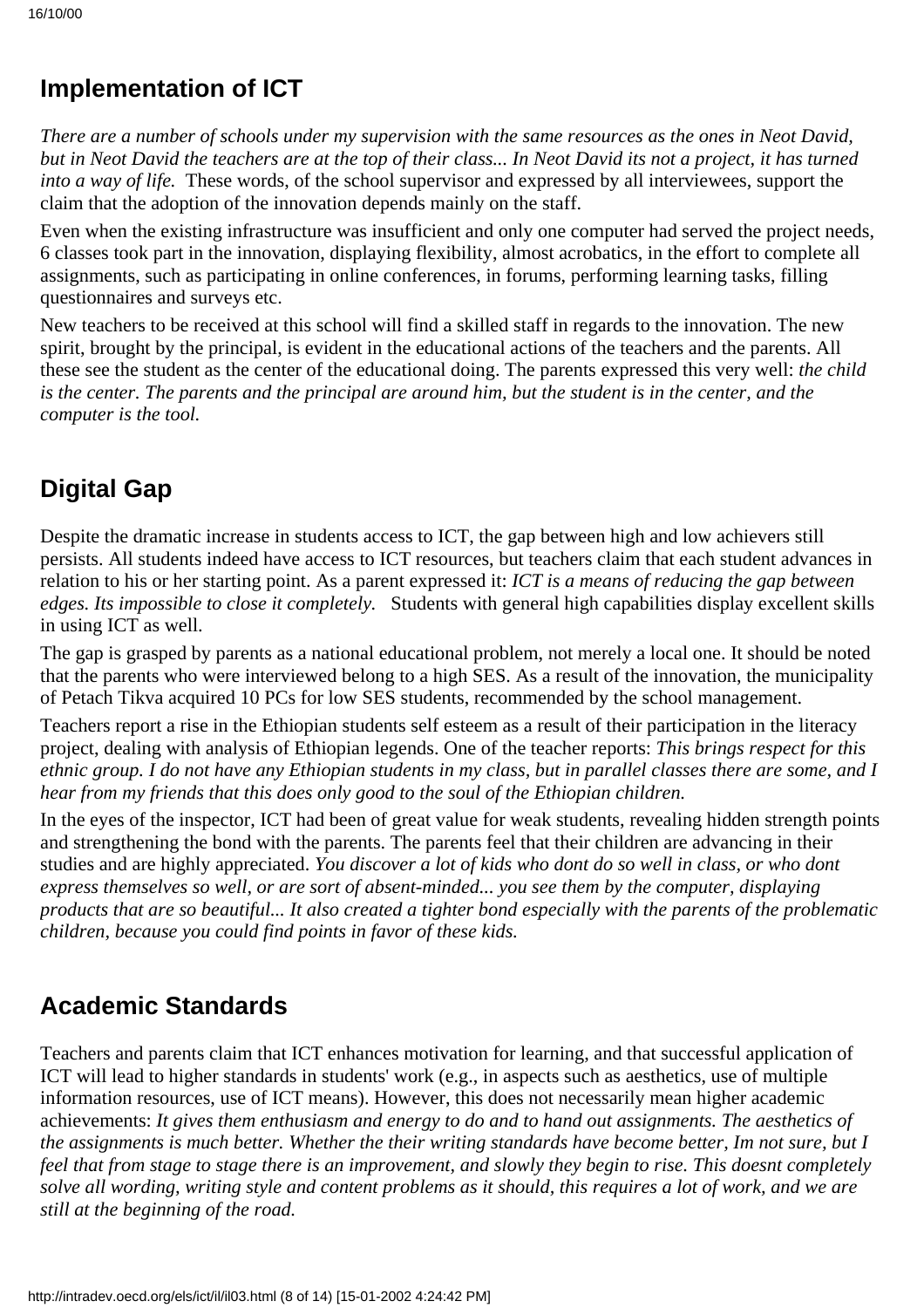## Implementation of ICT

*There are a number of schools under my supervision with the same resources as the ones in Neot David, but in Neot David the teachers are at the top of their class... In Neot David its not a project, it has turned into a way of life.* These words, of the school supervisor and expressed by all interviewees, support the claim that the adoption of the innovation depends mainly on the staff.

Even when the existing infrastructure was insufficient and only one computer had served the project needs, 6 classes took part in the innovation, displaying flexibility, almost acrobatics, in the effort to complete all assignments, such as participating in online conferences, in forums, performing learning tasks, filling questionnaires and surveys etc.

New teachers to be received at this school will find a skilled staff in regards to the innovation. The new spirit, brought by the principal, is evident in the educational actions of the teachers and the parents. All these see the student as the center of the educational doing. The parents expressed this very well: *the child is the center. The parents and the principal are around him, but the student is in the center, and the computer is the tool.*

## Digital Gap

Despite the dramatic increase in students access to ICT, the gap between high and low achievers still persists. All students indeed have access to ICT resources, but teachers claim that each student advances in relation to his or her starting point. As a parent expressed it: *ICT is a means of reducing the gap between edges. Its impossible to close it completely.* Students with general high capabilities display excellent skills in using ICT as well.

The gap is grasped by parents as a national educational problem, not merely a local one. It should be noted that the parents who were interviewed belong to a high SES. As a result of the innovation, the municipality of Petach Tikva acquired 10 PCs for low SES students, recommended by the school management.

Teachers report a rise in the Ethiopian students self esteem as a result of their participation in the literacy project, dealing with analysis of Ethiopian legends. One of the teacher reports: *This brings respect for this ethnic group. I do not have any Ethiopian students in my class, but in parallel classes there are some, and I hear from my friends that this does only good to the soul of the Ethiopian children.*

In the eyes of the inspector, ICT had been of great value for weak students, revealing hidden strength points and strengthening the bond with the parents. The parents feel that their children are advancing in their studies and are highly appreciated. *You discover a lot of kids who dont do so well in class, or who dont express themselves so well, or are sort of absent-minded... you see them by the computer, displaying products that are so beautiful... It also created a tighter bond especially with the parents of the problematic children, because you could find points in favor of these kids.*

## Academic Standards

Teachers and parents claim that ICT enhances motivation for learning, and that successful application of ICT will lead to higher standards in students' work (e.g., in aspects such as aesthetics, use of multiple information resources, use of ICT means). However, this does not necessarily mean higher academic achievements: *It gives them enthusiasm and energy to do and to hand out assignments. The aesthetics of the assignments is much better. Whether the their writing standards have become better, Im not sure, but I feel that from stage to stage there is an improvement, and slowly they begin to rise. This doesnt completely solve all wording, writing style and content problems as it should, this requires a lot of work, and we are still at the beginning of the road.*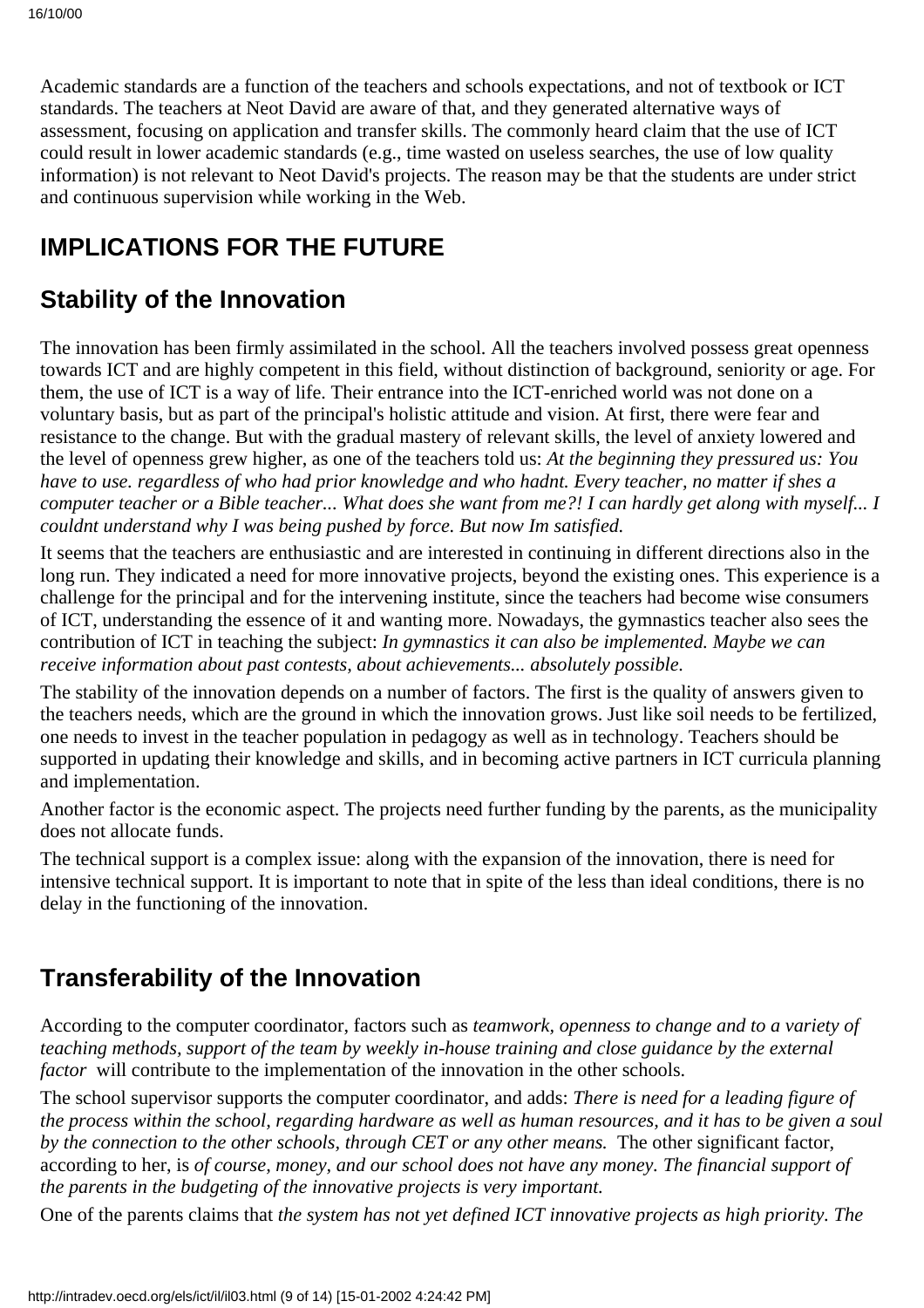Academic standards are a function of the teachers and schools expectations, and not of textbook or ICT standards. The teachers at Neot David are aware of that, and they generated alternative ways of assessment, focusing on application and transfer skills. The commonly heard claim that the use of ICT could result in lower academic standards (e.g., time wasted on useless searches, the use of low quality information) is not relevant to Neot David's projects. The reason may be that the students are under strict and continuous supervision while working in the Web.

## IMPLICATIONS FOR THE FUTURE

### Stability of the Innovation

The innovation has been firmly assimilated in the school. All the teachers involved possess great openness towards ICT and are highly competent in this field, without distinction of background, seniority or age. For them, the use of ICT is a way of life. Their entrance into the ICT-enriched world was not done on a voluntary basis, but as part of the principal's holistic attitude and vision. At first, there were fear and resistance to the change. But with the gradual mastery of relevant skills, the level of anxiety lowered and the level of openness grew higher, as one of the teachers told us: *At the beginning they pressured us: You have to use. regardless of who had prior knowledge and who hadnt. Every teacher, no matter if shes a computer teacher or a Bible teacher... What does she want from me?! I can hardly get along with myself... I couldnt understand why I was being pushed by force. But now Im satisfied.*

It seems that the teachers are enthusiastic and are interested in continuing in different directions also in the long run. They indicated a need for more innovative projects, beyond the existing ones. This experience is a challenge for the principal and for the intervening institute, since the teachers had become wise consumers of ICT, understanding the essence of it and wanting more. Nowadays, the gymnastics teacher also sees the contribution of ICT in teaching the subject: *In gymnastics it can also be implemented. Maybe we can receive information about past contests, about achievements... absolutely possible.*

The stability of the innovation depends on a number of factors. The first is the quality of answers given to the teachers needs, which are the ground in which the innovation grows. Just like soil needs to be fertilized, one needs to invest in the teacher population in pedagogy as well as in technology. Teachers should be supported in updating their knowledge and skills, and in becoming active partners in ICT curricula planning and implementation.

Another factor is the economic aspect. The projects need further funding by the parents, as the municipality does not allocate funds.

The technical support is a complex issue: along with the expansion of the innovation, there is need for intensive technical support. It is important to note that in spite of the less than ideal conditions, there is no delay in the functioning of the innovation.

### Transferability of the Innovation

According to the computer coordinator, factors such as *teamwork, openness to change and to a variety of teaching methods, support of the team by weekly in-house training and close guidance by the external factor* will contribute to the implementation of the innovation in the other schools.

The school supervisor supports the computer coordinator, and adds: *There is need for a leading figure of the process within the school, regarding hardware as well as human resources, and it has to be given a soul by the connection to the other schools, through CET or any other means.* The other significant factor, according to her, is *of course, money, and our school does not have any money. The financial support of the parents in the budgeting of the innovative projects is very important.*

One of the parents claims that *the system has not yet defined ICT innovative projects as high priority. The*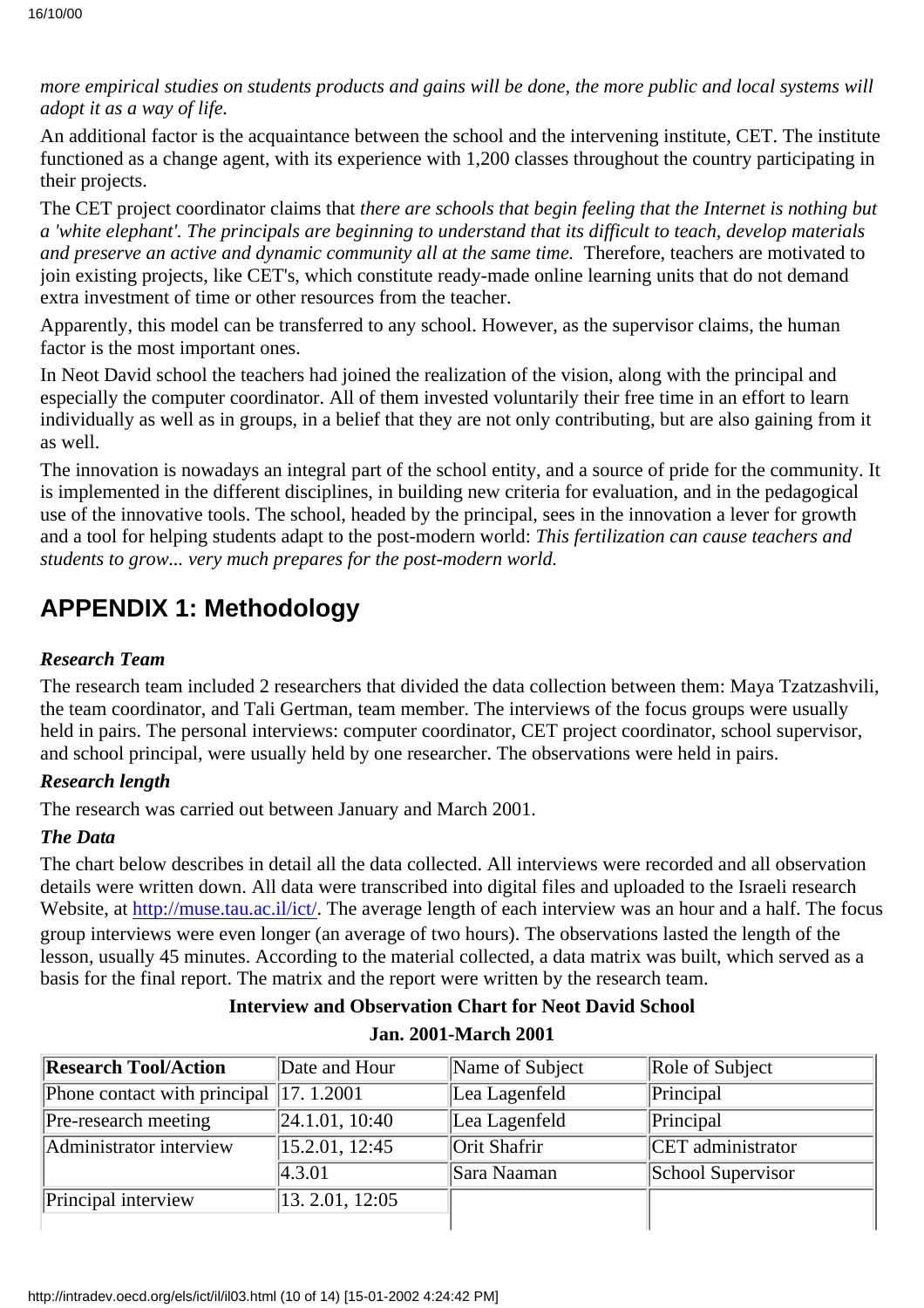*more empirical studies on students products and gains will be done, the more public and local systems will adopt it as a way of life.*

An additional factor is the acquaintance between the school and the intervening institute, CET. The institute functioned as a change agent, with its experience with 1,200 classes throughout the country participating in their projects.

The CET project coordinator claims that *there are schools that begin feeling that the Internet is nothing but a 'white elephant'. The principals are beginning to understand that its difficult to teach, develop materials and preserve an active and dynamic community all at the same time.* Therefore, teachers are motivated to join existing projects, like CET's, which constitute ready-made online learning units that do not demand extra investment of time or other resources from the teacher.

Apparently, this model can be transferred to any school. However, as the supervisor claims, the human factor is the most important ones.

In Neot David school the teachers had joined the realization of the vision, along with the principal and especially the computer coordinator. All of them invested voluntarily their free time in an effort to learn individually as well as in groups, in a belief that they are not only contributing, but are also gaining from it as well.

The innovation is nowadays an integral part of the school entity, and a source of pride for the community. It is implemented in the different disciplines, in building new criteria for evaluation, and in the pedagogical use of the innovative tools. The school, headed by the principal, sees in the innovation a lever for growth and a tool for helping students adapt to the post-modern world: *This fertilization can cause teachers and students to grow... very much prepares for the post-modern world.*

## APPENDIX 1: Methodology

***Research Team***

The research team included 2 researchers that divided the data collection between them: Maya Tzatzashvili, the team coordinator, and Tali Gertman, team member. The interviews of the focus groups were usually held in pairs. The personal interviews: computer coordinator, CET project coordinator, school supervisor, and school principal, were usually held by one researcher. The observations were held in pairs.

***Research length***

The research was carried out between January and March 2001.

***The Data***

The chart below describes in detail all the data collected. All interviews were recorded and all observation details were written down. All data were transcribed into digital files and uploaded to the Israeli research Website, at http://muse.tau.ac.il/ict/. The average length of each interview was an hour and a half. The focus group interviews were even longer (an average of two hours). The observations lasted the length of the lesson, usually 45 minutes. According to the material collected, a data matrix was built, which served as a basis for the final report. The matrix and the report were written by the research team.

**Interview and Observation Chart for Neot David School**

**Jan. 2001-March 2001**

| **Research Tool/Action** | Date and Hour | Name of Subject | Role of Subject |
|---|---|---|---|
| Phone contact with principal | 17. 1.2001 | Lea Lagenfeld | Principal |
| Pre-research meeting | 24.1.01, 10:40 | Lea Lagenfeld | Principal |
| Administrator interview | 15.2.01, 12:45 | Orit Shafrir | CET administrator |
| | 4.3.01 | Sara Naaman | School Supervisor |
| Principal interview | 13. 2.01, 12:05 | | |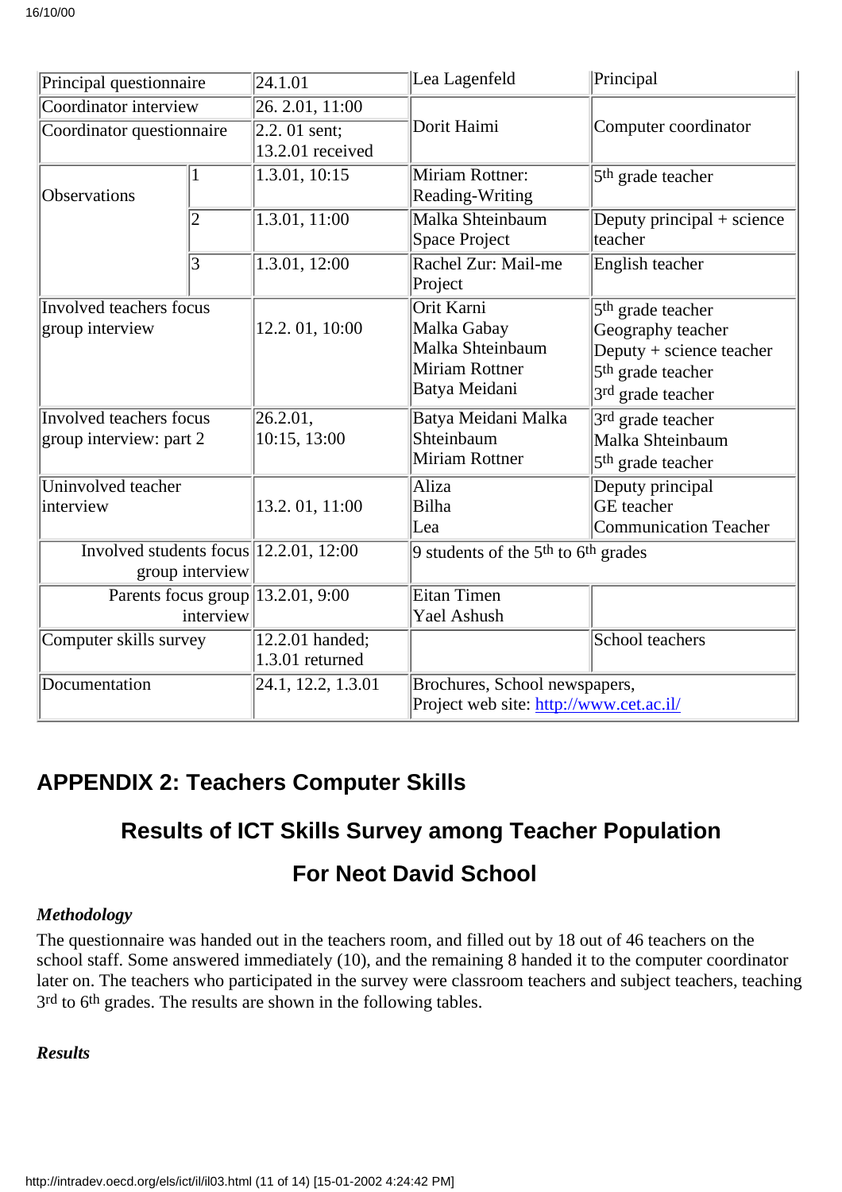| | | | | |
|---|---|---|---|---|
| Principal questionnaire | | 24.1.01 | Lea Lagenfeld | Principal |
| Coordinator interview | | 26. 2.01, 11:00 | Dorit Haimi | Computer coordinator |
| Coordinator questionnaire | | 2.2. 01 sent; 13.2.01 received | | |
| Observations | 1 | 1.3.01, 10:15 | Miriam Rottner: Reading-Writing | 5th grade teacher |
| | 2 | 1.3.01, 11:00 | Malka Shteinbaum Space Project | Deputy principal + science teacher |
| | 3 | 1.3.01, 12:00 | Rachel Zur: Mail-me Project | English teacher |
| Involved teachers focus group interview | | 12.2. 01, 10:00 | Orit Karni<br>Malka Gabay<br>Malka Shteinbaum<br>Miriam Rottner<br>Batya Meidani | 5th grade teacher<br>Geography teacher<br>Deputy + science teacher<br>5th grade teacher<br>3rd grade teacher |
| Involved teachers focus group interview: part 2 | | 26.2.01, 10:15, 13:00 | Batya Meidani Malka Shteinbaum<br>Miriam Rottner | 3rd grade teacher<br>Malka Shteinbaum<br>5th grade teacher |
| Uninvolved teacher interview | | 13.2. 01, 11:00 | Aliza<br>Bilha<br>Lea | Deputy principal<br>GE teacher<br>Communication Teacher |
| Involved students focus group interview | | 12.2.01, 12:00 | 9 students of the 5th to 6th grades | |
| Parents focus group interview | | 13.2.01, 9:00 | Eitan Timen<br>Yael Ashush | |
| Computer skills survey | | 12.2.01 handed; 1.3.01 returned | | School teachers |
| Documentation | | 24.1, 12.2, 1.3.01 | Brochures, School newspapers, Project web site: http://www.cet.ac.il/ | |

## APPENDIX 2: Teachers Computer Skills

### Results of ICT Skills Survey among Teacher Population

### For Neot David School

***Methodology***

The questionnaire was handed out in the teachers room, and filled out by 18 out of 46 teachers on the school staff. Some answered immediately (10), and the remaining 8 handed it to the computer coordinator later on. The teachers who participated in the survey were classroom teachers and subject teachers, teaching 3rd to 6th grades. The results are shown in the following tables.

***Results***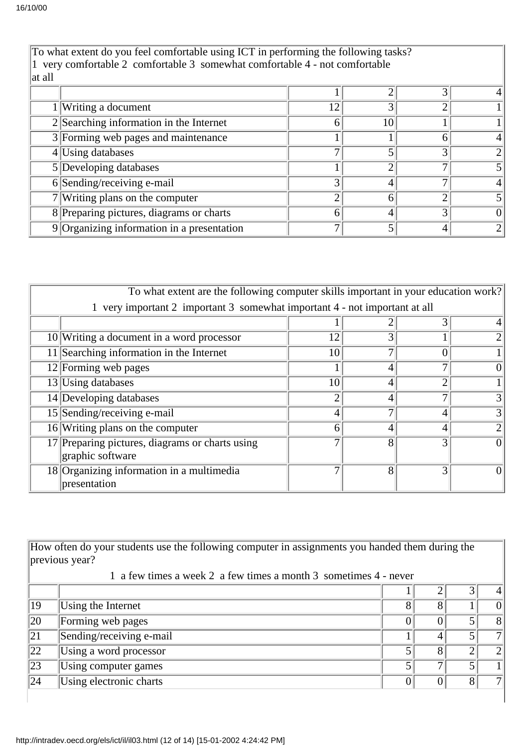| To what extent do you feel comfortable using ICT in performing the following tasks? 1 very comfortable 2 comfortable 3 somewhat comfortable 4 - not comfortable at all | | | | | |
|---|---|---|---|---|---|
| | | 1 | 2 | 3 | 4 |
| 1 | Writing a document | 12 | 3 | 2 | 1 |
| 2 | Searching information in the Internet | 6 | 10 | 1 | 1 |
| 3 | Forming web pages and maintenance | 1 | 1 | 6 | 4 |
| 4 | Using databases | 7 | 5 | 3 | 2 |
| 5 | Developing databases | 1 | 2 | 7 | 5 |
| 6 | Sending/receiving e-mail | 3 | 4 | 7 | 4 |
| 7 | Writing plans on the computer | 2 | 6 | 2 | 5 |
| 8 | Preparing pictures, diagrams or charts | 6 | 4 | 3 | 0 |
| 9 | Organizing information in a presentation | 7 | 5 | 4 | 2 |

| To what extent are the following computer skills important in your education work? 1 very important 2 important 3 somewhat important 4 - not important at all | | | | | |
|---|---|---|---|---|---|
| | | 1 | 2 | 3 | 4 |
| 10 | Writing a document in a word processor | 12 | 3 | 1 | 2 |
| 11 | Searching information in the Internet | 10 | 7 | 0 | 1 |
| 12 | Forming web pages | 1 | 4 | 7 | 0 |
| 13 | Using databases | 10 | 4 | 2 | 1 |
| 14 | Developing databases | 2 | 4 | 7 | 3 |
| 15 | Sending/receiving e-mail | 4 | 7 | 4 | 3 |
| 16 | Writing plans on the computer | 6 | 4 | 4 | 2 |
| 17 | Preparing pictures, diagrams or charts using graphic software | 7 | 8 | 3 | 0 |
| 18 | Organizing information in a multimedia presentation | 7 | 8 | 3 | 0 |

| How often do your students use the following computer in assignments you handed them during the previous year? 1 a few times a week 2 a few times a month 3 sometimes 4 - never | | | | | |
|---|---|---|---|---|---|
| | | 1 | 2 | 3 | 4 |
| 19 | Using the Internet | 8 | 8 | 1 | 0 |
| 20 | Forming web pages | 0 | 0 | 5 | 8 |
| 21 | Sending/receiving e-mail | 1 | 4 | 5 | 7 |
| 22 | Using a word processor | 5 | 8 | 2 | 2 |
| 23 | Using computer games | 5 | 7 | 5 | 1 |
| 24 | Using electronic charts | 0 | 0 | 8 | 7 |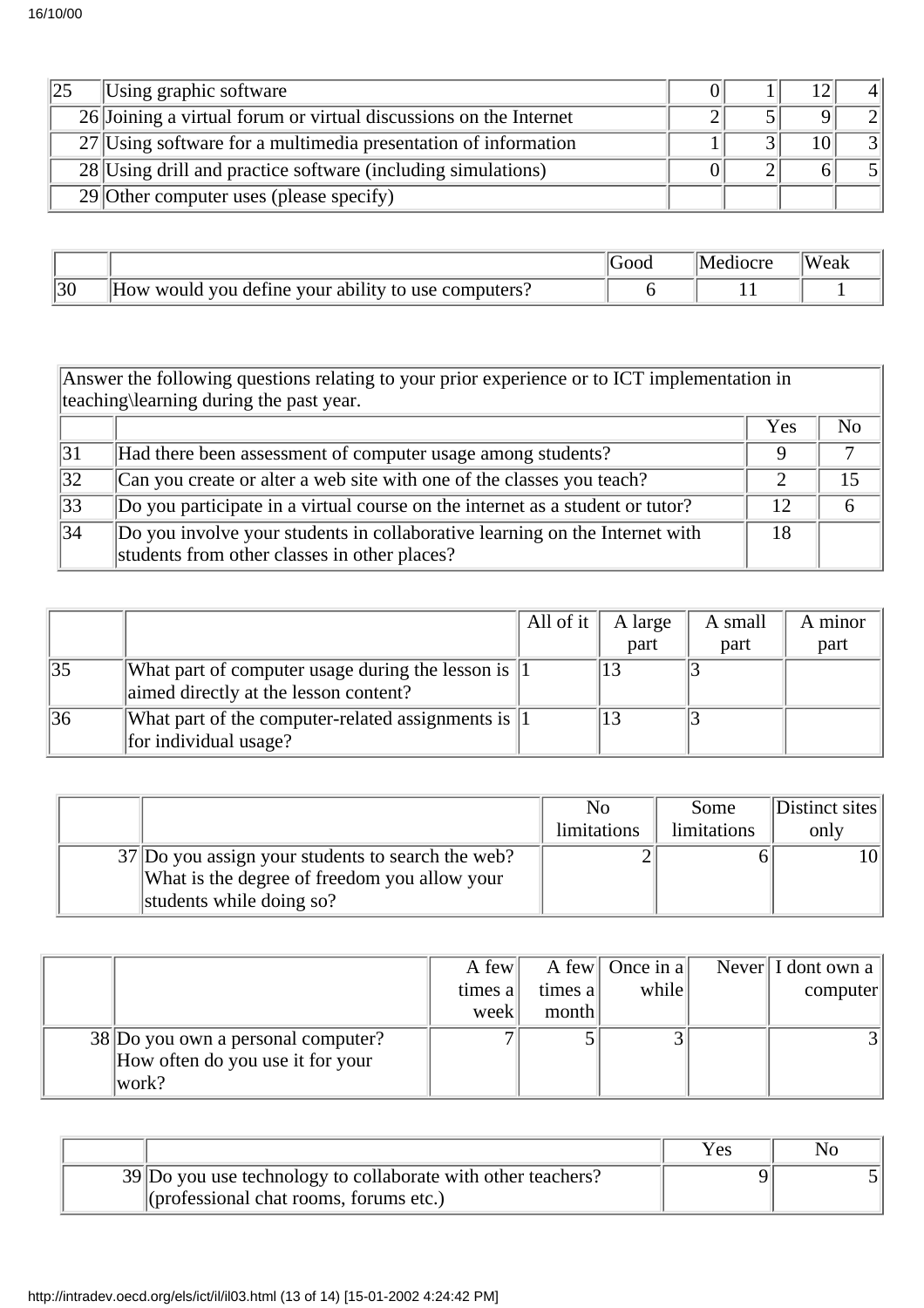| | | | | | |
|---|---|---|---|---|---|
| 25 | Using graphic software | 0 | 1 | 12 | 4 |
| 26 | Joining a virtual forum or virtual discussions on the Internet | 2 | 5 | 9 | 2 |
| 27 | Using software for a multimedia presentation of information | 1 | 3 | 10 | 3 |
| 28 | Using drill and practice software (including simulations) | 0 | 2 | 6 | 5 |
| 29 | Other computer uses (please specify) | | | | |

| | | Good | Mediocre | Weak |
|---|---|---|---|---|
| 30 | How would you define your ability to use computers? | 6 | 11 | 1 |

| Answer the following questions relating to your prior experience or to ICT implementation in teaching\learning during the past year. | | | |
|---|---|---|---|
| | | Yes | No |
| 31 | Had there been assessment of computer usage among students? | 9 | 7 |
| 32 | Can you create or alter a web site with one of the classes you teach? | 2 | 15 |
| 33 | Do you participate in a virtual course on the internet as a student or tutor? | 12 | 6 |
| 34 | Do you involve your students in collaborative learning on the Internet with students from other classes in other places? | 18 | |

| | | All of it | A large part | A small part | A minor part |
|---|---|---|---|---|---|
| 35 | What part of computer usage during the lesson is aimed directly at the lesson content? | 1 | 13 | 3 | |
| 36 | What part of the computer-related assignments is for individual usage? | 1 | 13 | 3 | |

| | | No limitations | Some limitations | Distinct sites only |
|---|---|---|---|---|
| 37 | Do you assign your students to search the web? What is the degree of freedom you allow your students while doing so? | 2 | 6 | 10 |

| | | A few times a week | A few times a month | Once in a while | Never | I dont own a computer |
|---|---|---|---|---|---|---|
| 38 | Do you own a personal computer? How often do you use it for your work? | 7 | 5 | 3 | | 3 |

| | | Yes | No |
|---|---|---|---|
| 39 | Do you use technology to collaborate with other teachers? (professional chat rooms, forums etc.) | 9 | 5 |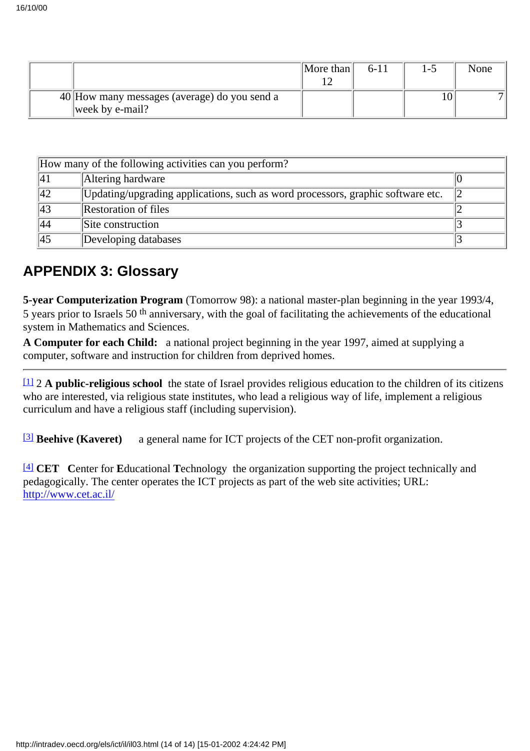| | | More than 12 | 6-11 | 1-5 | None |
|---|---|---|---|---|---|
| 40 | How many messages (average) do you send a week by e-mail? | | | 10 | 7 |

| How many of the following activities can you perform? | | |
|---|---|---|
| 41 | Altering hardware | 0 |
| 42 | Updating/upgrading applications, such as word processors, graphic software etc. | 2 |
| 43 | Restoration of files | 2 |
| 44 | Site construction | 3 |
| 45 | Developing databases | 3 |

## APPENDIX 3: Glossary

**5-year Computerization Program** (Tomorrow 98): a national master-plan beginning in the year 1993/4, 5 years prior to Israels 50 th anniversary, with the goal of facilitating the achievements of the educational system in Mathematics and Sciences.

**A Computer for each Child:** a national project beginning in the year 1997, aimed at supplying a computer, software and instruction for children from deprived homes.

---

[1] 2 **A public-religious school** the state of Israel provides religious education to the children of its citizens who are interested, via religious state institutes, who lead a religious way of life, implement a religious curriculum and have a religious staff (including supervision).

[3] **Beehive (Kaveret)** a general name for ICT projects of the CET non-profit organization.

[4] **CET** **C**enter for **E**ducational **T**echnology the organization supporting the project technically and pedagogically. The center operates the ICT projects as part of the web site activities; URL: http://www.cet.ac.il/